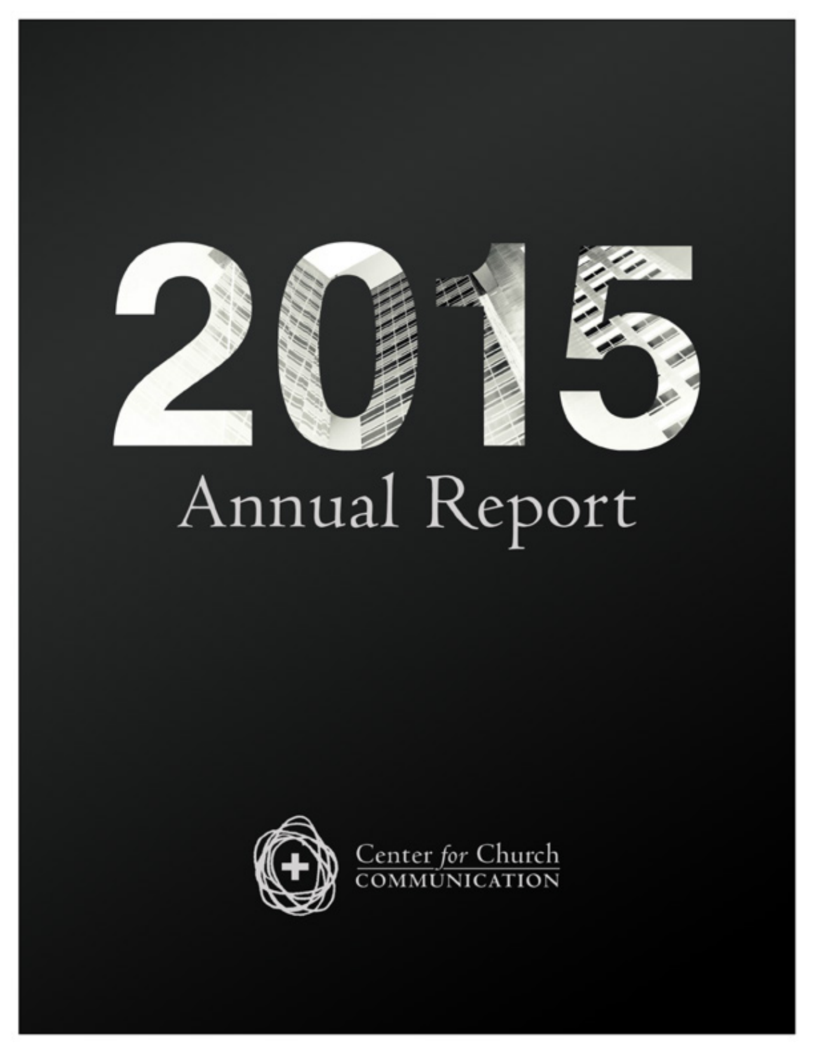# 2015

## Annual Report

Center *for* Church
COMMUNICATION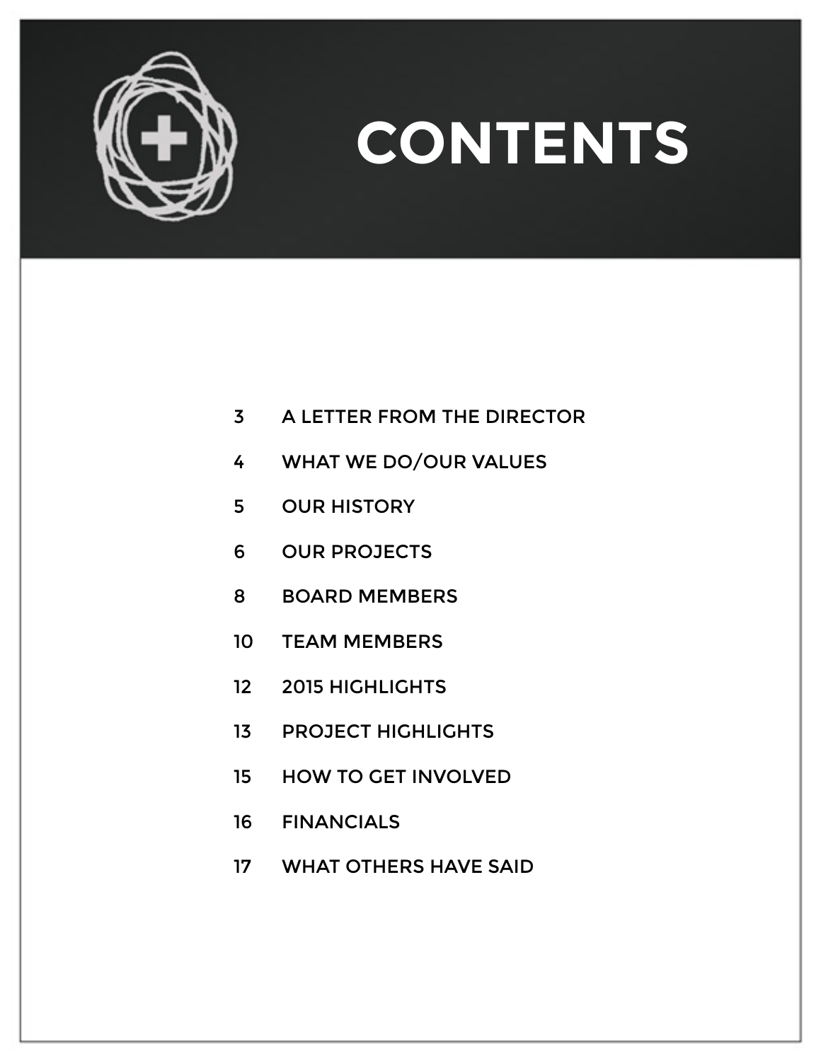# CONTENTS

| | |
|---|---|
| 3 | A LETTER FROM THE DIRECTOR |
| 4 | WHAT WE DO/OUR VALUES |
| 5 | OUR HISTORY |
| 6 | OUR PROJECTS |
| 8 | BOARD MEMBERS |
| 10 | TEAM MEMBERS |
| 12 | 2015 HIGHLIGHTS |
| 13 | PROJECT HIGHLIGHTS |
| 15 | HOW TO GET INVOLVED |
| 16 | FINANCIALS |
| 17 | WHAT OTHERS HAVE SAID |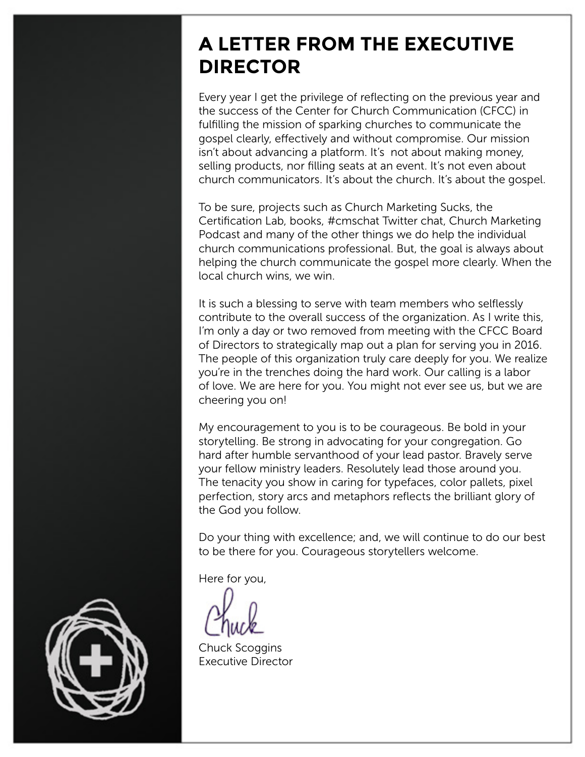# A LETTER FROM THE EXECUTIVE DIRECTOR

Every year I get the privilege of reflecting on the previous year and the success of the Center for Church Communication (CFCC) in fulfilling the mission of sparking churches to communicate the gospel clearly, effectively and without compromise. Our mission isn't about advancing a platform. It's  not about making money, selling products, nor filling seats at an event. It's not even about church communicators. It's about the church. It's about the gospel.

To be sure, projects such as Church Marketing Sucks, the Certification Lab, books, #cmschat Twitter chat, Church Marketing Podcast and many of the other things we do help the individual church communications professional. But, the goal is always about helping the church communicate the gospel more clearly. When the local church wins, we win.

It is such a blessing to serve with team members who selflessly contribute to the overall success of the organization. As I write this, I'm only a day or two removed from meeting with the CFCC Board of Directors to strategically map out a plan for serving you in 2016. The people of this organization truly care deeply for you. We realize you're in the trenches doing the hard work. Our calling is a labor of love. We are here for you. You might not ever see us, but we are cheering you on!

My encouragement to you is to be courageous. Be bold in your storytelling. Be strong in advocating for your congregation. Go hard after humble servanthood of your lead pastor. Bravely serve your fellow ministry leaders. Resolutely lead those around you. The tenacity you show in caring for typefaces, color pallets, pixel perfection, story arcs and metaphors reflects the brilliant glory of the God you follow.

Do your thing with excellence; and, we will continue to do our best to be there for you. Courageous storytellers welcome.

Here for you,

Chuck

Chuck Scoggins
Executive Director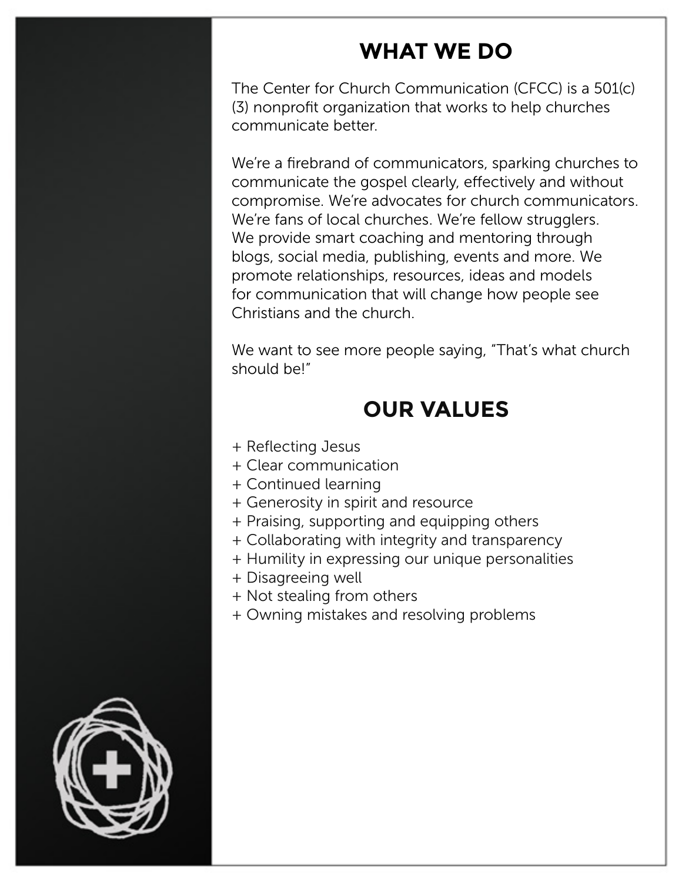## WHAT WE DO

The Center for Church Communication (CFCC) is a 501(c)(3) nonprofit organization that works to help churches communicate better.

We're a firebrand of communicators, sparking churches to communicate the gospel clearly, effectively and without compromise. We're advocates for church communicators. We're fans of local churches. We're fellow strugglers. We provide smart coaching and mentoring through blogs, social media, publishing, events and more. We promote relationships, resources, ideas and models for communication that will change how people see Christians and the church.

We want to see more people saying, "That's what church should be!"

## OUR VALUES

+ Reflecting Jesus
+ Clear communication
+ Continued learning
+ Generosity in spirit and resource
+ Praising, supporting and equipping others
+ Collaborating with integrity and transparency
+ Humility in expressing our unique personalities
+ Disagreeing well
+ Not stealing from others
+ Owning mistakes and resolving problems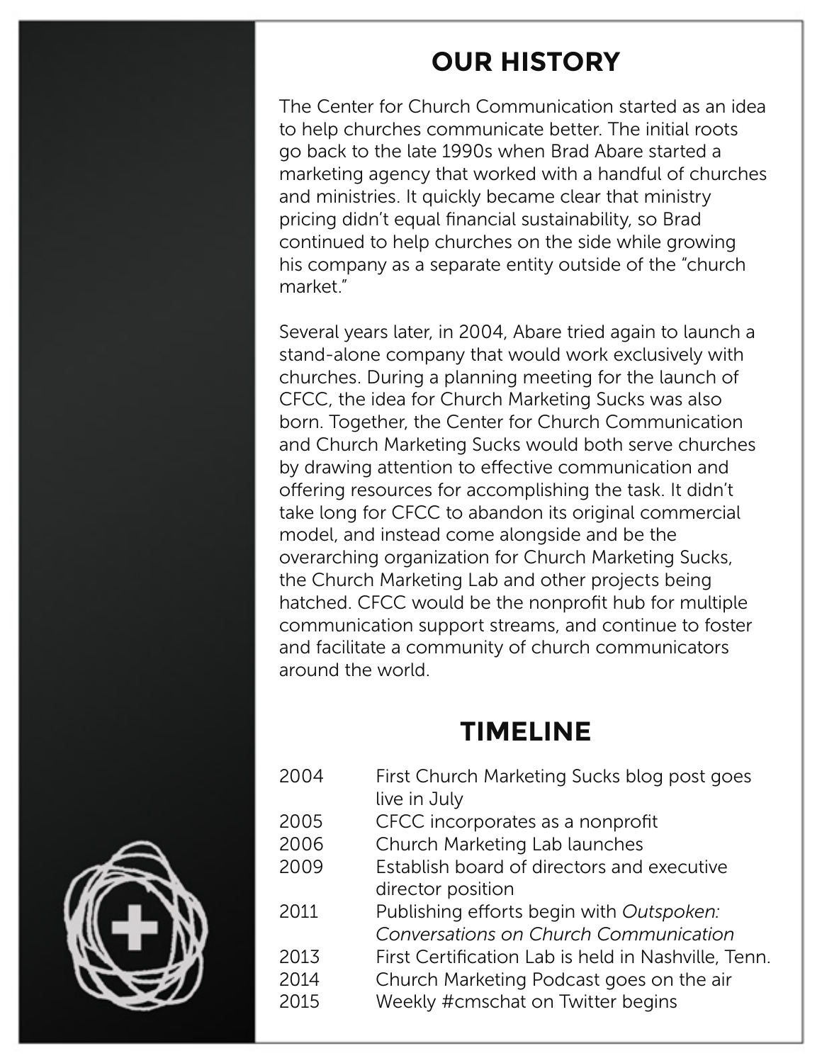## OUR HISTORY

The Center for Church Communication started as an idea to help churches communicate better. The initial roots go back to the late 1990s when Brad Abare started a marketing agency that worked with a handful of churches and ministries. It quickly became clear that ministry pricing didn't equal financial sustainability, so Brad continued to help churches on the side while growing his company as a separate entity outside of the "church market."

Several years later, in 2004, Abare tried again to launch a stand-alone company that would work exclusively with churches. During a planning meeting for the launch of CFCC, the idea for Church Marketing Sucks was also born. Together, the Center for Church Communication and Church Marketing Sucks would both serve churches by drawing attention to effective communication and offering resources for accomplishing the task. It didn't take long for CFCC to abandon its original commercial model, and instead come alongside and be the overarching organization for Church Marketing Sucks, the Church Marketing Lab and other projects being hatched. CFCC would be the nonprofit hub for multiple communication support streams, and continue to foster and facilitate a community of church communicators around the world.

## TIMELINE

| | |
|---|---|
| 2004 | First Church Marketing Sucks blog post goes live in July |
| 2005 | CFCC incorporates as a nonprofit |
| 2006 | Church Marketing Lab launches |
| 2009 | Establish board of directors and executive director position |
| 2011 | Publishing efforts begin with *Outspoken: Conversations on Church Communication* |
| 2013 | First Certification Lab is held in Nashville, Tenn. |
| 2014 | Church Marketing Podcast goes on the air |
| 2015 | Weekly #cmschat on Twitter begins |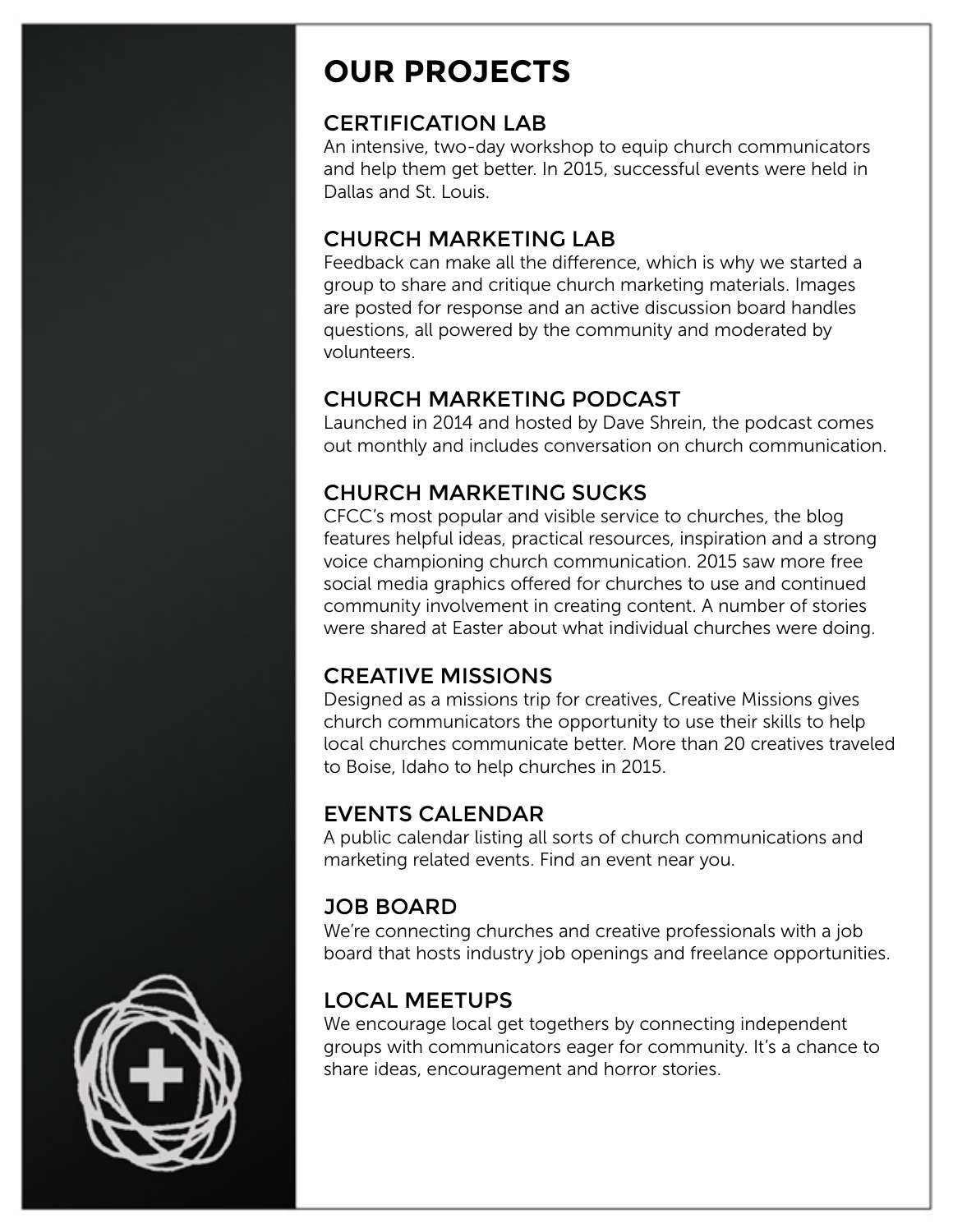# OUR PROJECTS

## CERTIFICATION LAB

An intensive, two-day workshop to equip church communicators and help them get better. In 2015, successful events were held in Dallas and St. Louis.

## CHURCH MARKETING LAB

Feedback can make all the difference, which is why we started a group to share and critique church marketing materials. Images are posted for response and an active discussion board handles questions, all powered by the community and moderated by volunteers.

## CHURCH MARKETING PODCAST

Launched in 2014 and hosted by Dave Shrein, the podcast comes out monthly and includes conversation on church communication.

## CHURCH MARKETING SUCKS

CFCC's most popular and visible service to churches, the blog features helpful ideas, practical resources, inspiration and a strong voice championing church communication. 2015 saw more free social media graphics offered for churches to use and continued community involvement in creating content. A number of stories were shared at Easter about what individual churches were doing.

## CREATIVE MISSIONS

Designed as a missions trip for creatives, Creative Missions gives church communicators the opportunity to use their skills to help local churches communicate better. More than 20 creatives traveled to Boise, Idaho to help churches in 2015.

## EVENTS CALENDAR

A public calendar listing all sorts of church communications and marketing related events. Find an event near you.

## JOB BOARD

We're connecting churches and creative professionals with a job board that hosts industry job openings and freelance opportunities.

## LOCAL MEETUPS

We encourage local get togethers by connecting independent groups with communicators eager for community. It's a chance to share ideas, encouragement and horror stories.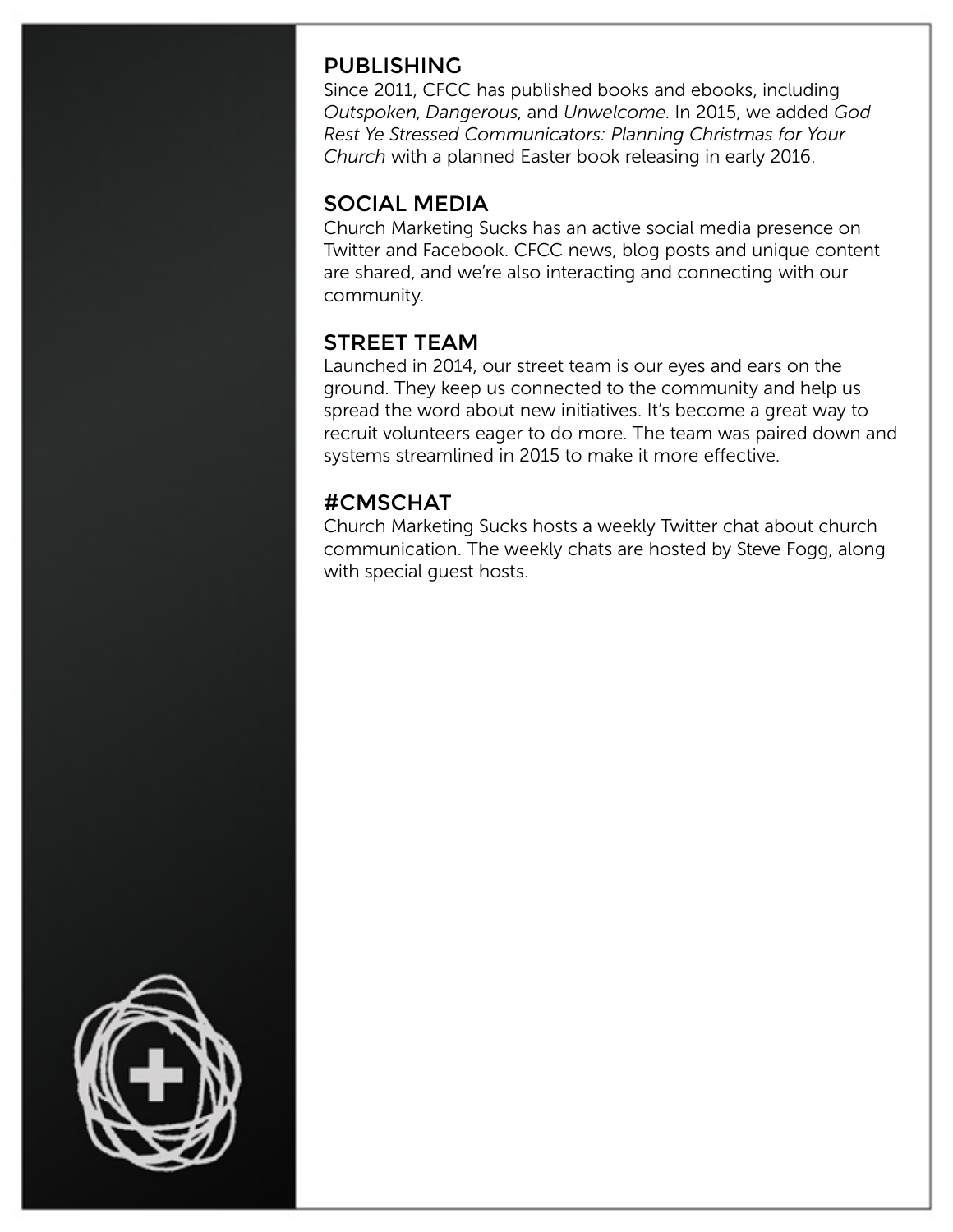## PUBLISHING

Since 2011, CFCC has published books and ebooks, including *Outspoken*, *Dangerous*, and *Unwelcome*. In 2015, we added *God Rest Ye Stressed Communicators: Planning Christmas for Your Church* with a planned Easter book releasing in early 2016.

## SOCIAL MEDIA

Church Marketing Sucks has an active social media presence on Twitter and Facebook. CFCC news, blog posts and unique content are shared, and we're also interacting and connecting with our community.

## STREET TEAM

Launched in 2014, our street team is our eyes and ears on the ground. They keep us connected to the community and help us spread the word about new initiatives. It's become a great way to recruit volunteers eager to do more. The team was paired down and systems streamlined in 2015 to make it more effective.

## #CMSCHAT

Church Marketing Sucks hosts a weekly Twitter chat about church communication. The weekly chats are hosted by Steve Fogg, along with special guest hosts.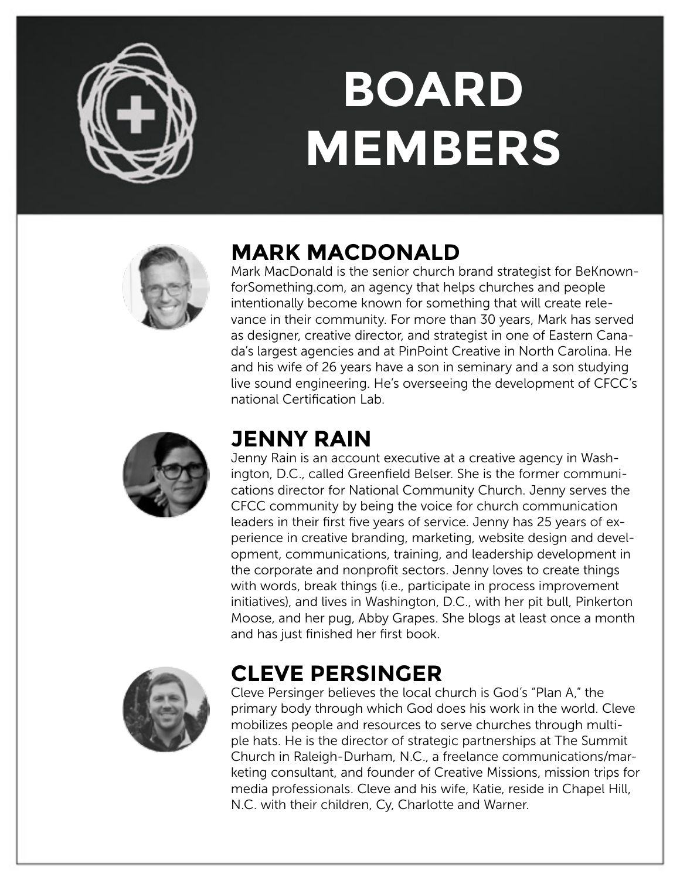# BOARD MEMBERS

## MARK MACDONALD

Mark MacDonald is the senior church brand strategist for BeKnownforSomething.com, an agency that helps churches and people intentionally become known for something that will create relevance in their community. For more than 30 years, Mark has served as designer, creative director, and strategist in one of Eastern Canada's largest agencies and at PinPoint Creative in North Carolina. He and his wife of 26 years have a son in seminary and a son studying live sound engineering. He's overseeing the development of CFCC's national Certification Lab.

## JENNY RAIN

Jenny Rain is an account executive at a creative agency in Washington, D.C., called Greenfield Belser. She is the former communications director for National Community Church. Jenny serves the CFCC community by being the voice for church communication leaders in their first five years of service. Jenny has 25 years of experience in creative branding, marketing, website design and development, communications, training, and leadership development in the corporate and nonprofit sectors. Jenny loves to create things with words, break things (i.e., participate in process improvement initiatives), and lives in Washington, D.C., with her pit bull, Pinkerton Moose, and her pug, Abby Grapes. She blogs at least once a month and has just finished her first book.

## CLEVE PERSINGER

Cleve Persinger believes the local church is God's "Plan A," the primary body through which God does his work in the world. Cleve mobilizes people and resources to serve churches through multiple hats. He is the director of strategic partnerships at The Summit Church in Raleigh-Durham, N.C., a freelance communications/marketing consultant, and founder of Creative Missions, mission trips for media professionals. Cleve and his wife, Katie, reside in Chapel Hill, N.C. with their children, Cy, Charlotte and Warner.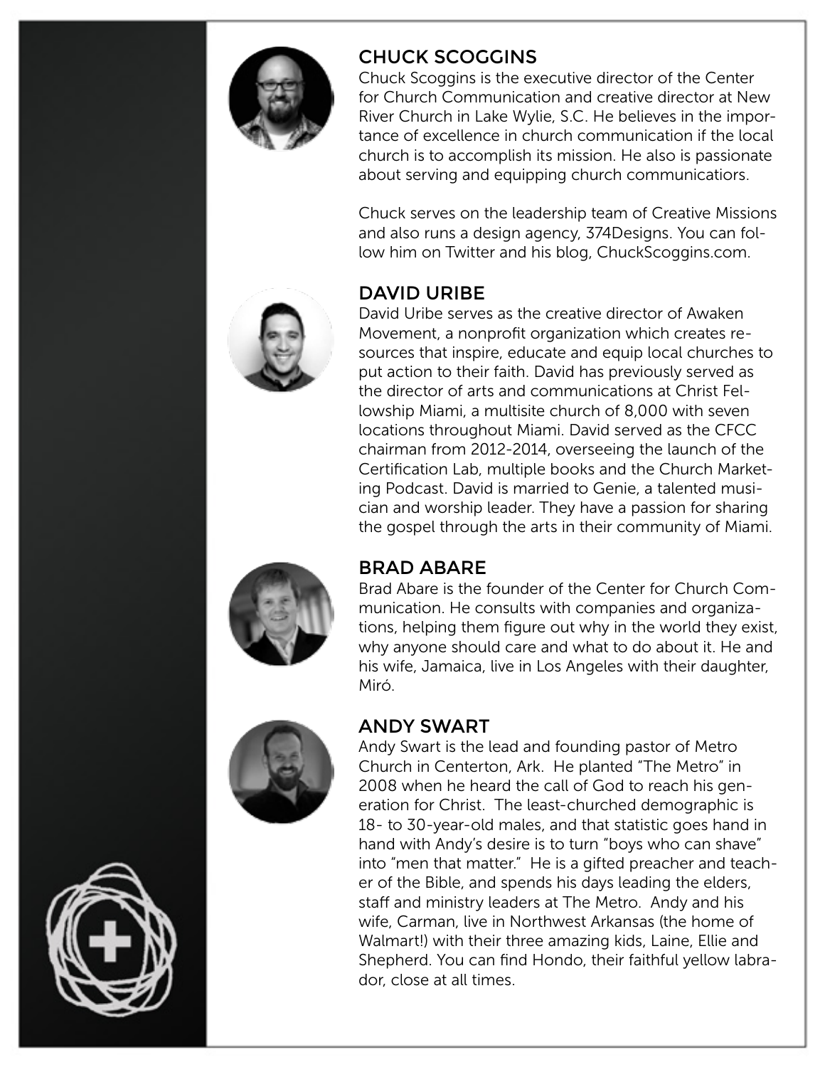## CHUCK SCOGGINS

Chuck Scoggins is the executive director of the Center for Church Communication and creative director at New River Church in Lake Wylie, S.C. He believes in the importance of excellence in church communication if the local church is to accomplish its mission. He also is passionate about serving and equipping church communicatiors.

Chuck serves on the leadership team of Creative Missions and also runs a design agency, 374Designs. You can follow him on Twitter and his blog, ChuckScoggins.com.

## DAVID URIBE

David Uribe serves as the creative director of Awaken Movement, a nonprofit organization which creates resources that inspire, educate and equip local churches to put action to their faith. David has previously served as the director of arts and communications at Christ Fellowship Miami, a multisite church of 8,000 with seven locations throughout Miami. David served as the CFCC chairman from 2012-2014, overseeing the launch of the Certification Lab, multiple books and the Church Marketing Podcast. David is married to Genie, a talented musician and worship leader. They have a passion for sharing the gospel through the arts in their community of Miami.

## BRAD ABARE

Brad Abare is the founder of the Center for Church Communication. He consults with companies and organizations, helping them figure out why in the world they exist, why anyone should care and what to do about it. He and his wife, Jamaica, live in Los Angeles with their daughter, Miró.

## ANDY SWART

Andy Swart is the lead and founding pastor of Metro Church in Centerton, Ark. He planted "The Metro" in 2008 when he heard the call of God to reach his generation for Christ. The least-churched demographic is 18- to 30-year-old males, and that statistic goes hand in hand with Andy's desire is to turn "boys who can shave" into "men that matter." He is a gifted preacher and teacher of the Bible, and spends his days leading the elders, staff and ministry leaders at The Metro. Andy and his wife, Carman, live in Northwest Arkansas (the home of Walmart!) with their three amazing kids, Laine, Ellie and Shepherd. You can find Hondo, their faithful yellow labrador, close at all times.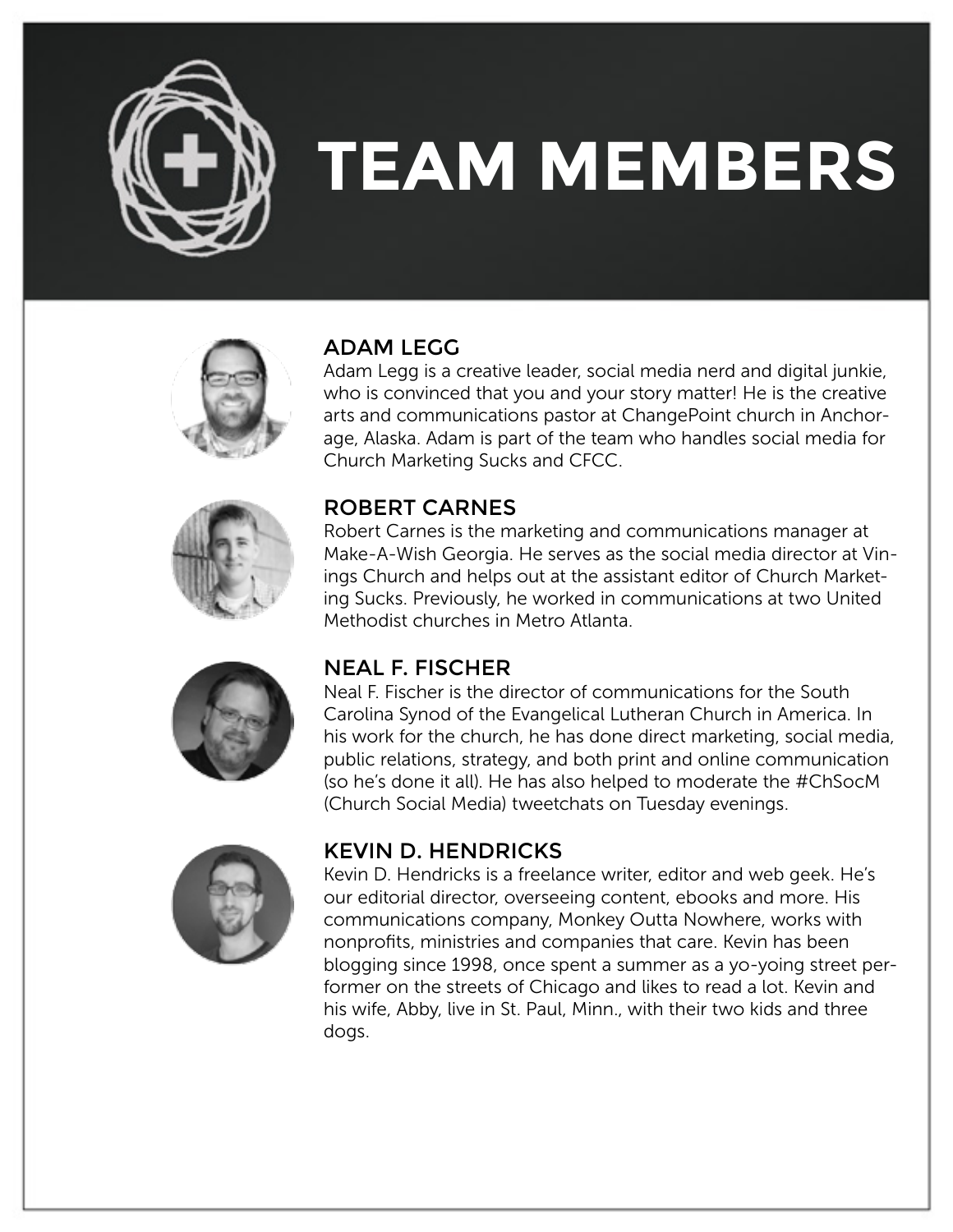# TEAM MEMBERS

## ADAM LEGG

Adam Legg is a creative leader, social media nerd and digital junkie, who is convinced that you and your story matter! He is the creative arts and communications pastor at ChangePoint church in Anchorage, Alaska. Adam is part of the team who handles social media for Church Marketing Sucks and CFCC.

## ROBERT CARNES

Robert Carnes is the marketing and communications manager at Make-A-Wish Georgia. He serves as the social media director at Vinings Church and helps out at the assistant editor of Church Marketing Sucks. Previously, he worked in communications at two United Methodist churches in Metro Atlanta.

## NEAL F. FISCHER

Neal F. Fischer is the director of communications for the South Carolina Synod of the Evangelical Lutheran Church in America. In his work for the church, he has done direct marketing, social media, public relations, strategy, and both print and online communication (so he's done it all). He has also helped to moderate the #ChSocM (Church Social Media) tweetchats on Tuesday evenings.

## KEVIN D. HENDRICKS

Kevin D. Hendricks is a freelance writer, editor and web geek. He's our editorial director, overseeing content, ebooks and more. His communications company, Monkey Outta Nowhere, works with nonprofits, ministries and companies that care. Kevin has been blogging since 1998, once spent a summer as a yo-yoing street performer on the streets of Chicago and likes to read a lot. Kevin and his wife, Abby, live in St. Paul, Minn., with their two kids and three dogs.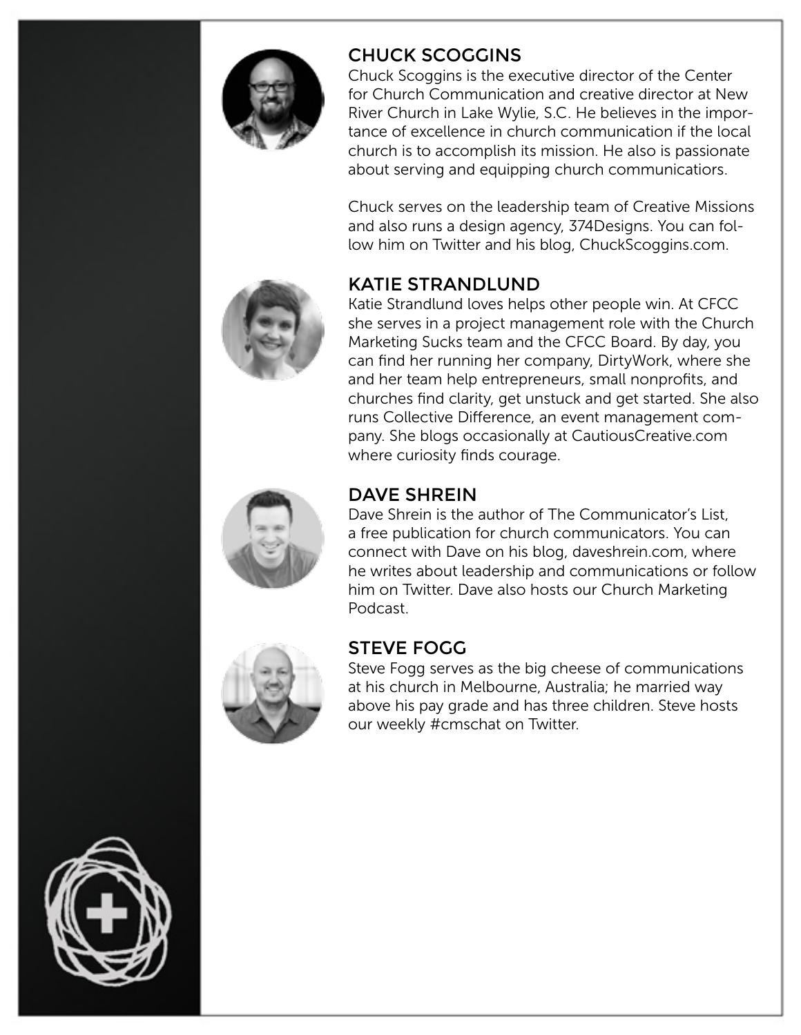## CHUCK SCOGGINS

Chuck Scoggins is the executive director of the Center for Church Communication and creative director at New River Church in Lake Wylie, S.C. He believes in the importance of excellence in church communication if the local church is to accomplish its mission. He also is passionate about serving and equipping church communicatiors.

Chuck serves on the leadership team of Creative Missions and also runs a design agency, 374Designs. You can follow him on Twitter and his blog, ChuckScoggins.com.

## KATIE STRANDLUND

Katie Strandlund loves helps other people win. At CFCC she serves in a project management role with the Church Marketing Sucks team and the CFCC Board. By day, you can find her running her company, DirtyWork, where she and her team help entrepreneurs, small nonprofits, and churches find clarity, get unstuck and get started. She also runs Collective Difference, an event management company. She blogs occasionally at CautiousCreative.com where curiosity finds courage.

## DAVE SHREIN

Dave Shrein is the author of The Communicator's List, a free publication for church communicators. You can connect with Dave on his blog, daveshrein.com, where he writes about leadership and communications or follow him on Twitter. Dave also hosts our Church Marketing Podcast.

## STEVE FOGG

Steve Fogg serves as the big cheese of communications at his church in Melbourne, Australia; he married way above his pay grade and has three children. Steve hosts our weekly #cmschat on Twitter.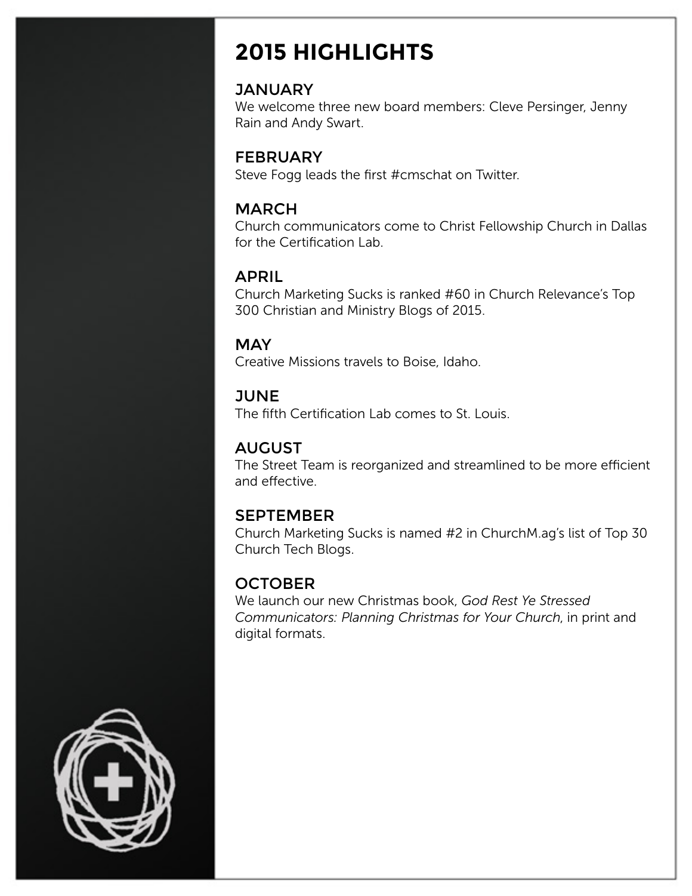# 2015 HIGHLIGHTS

## JANUARY

We welcome three new board members: Cleve Persinger, Jenny Rain and Andy Swart.

## FEBRUARY

Steve Fogg leads the first #cmschat on Twitter.

## MARCH

Church communicators come to Christ Fellowship Church in Dallas for the Certification Lab.

## APRIL

Church Marketing Sucks is ranked #60 in Church Relevance's Top 300 Christian and Ministry Blogs of 2015.

## MAY

Creative Missions travels to Boise, Idaho.

## JUNE

The fifth Certification Lab comes to St. Louis.

## AUGUST

The Street Team is reorganized and streamlined to be more efficient and effective.

## SEPTEMBER

Church Marketing Sucks is named #2 in ChurchM.ag's list of Top 30 Church Tech Blogs.

## OCTOBER

We launch our new Christmas book, *God Rest Ye Stressed Communicators: Planning Christmas for Your Church*, in print and digital formats.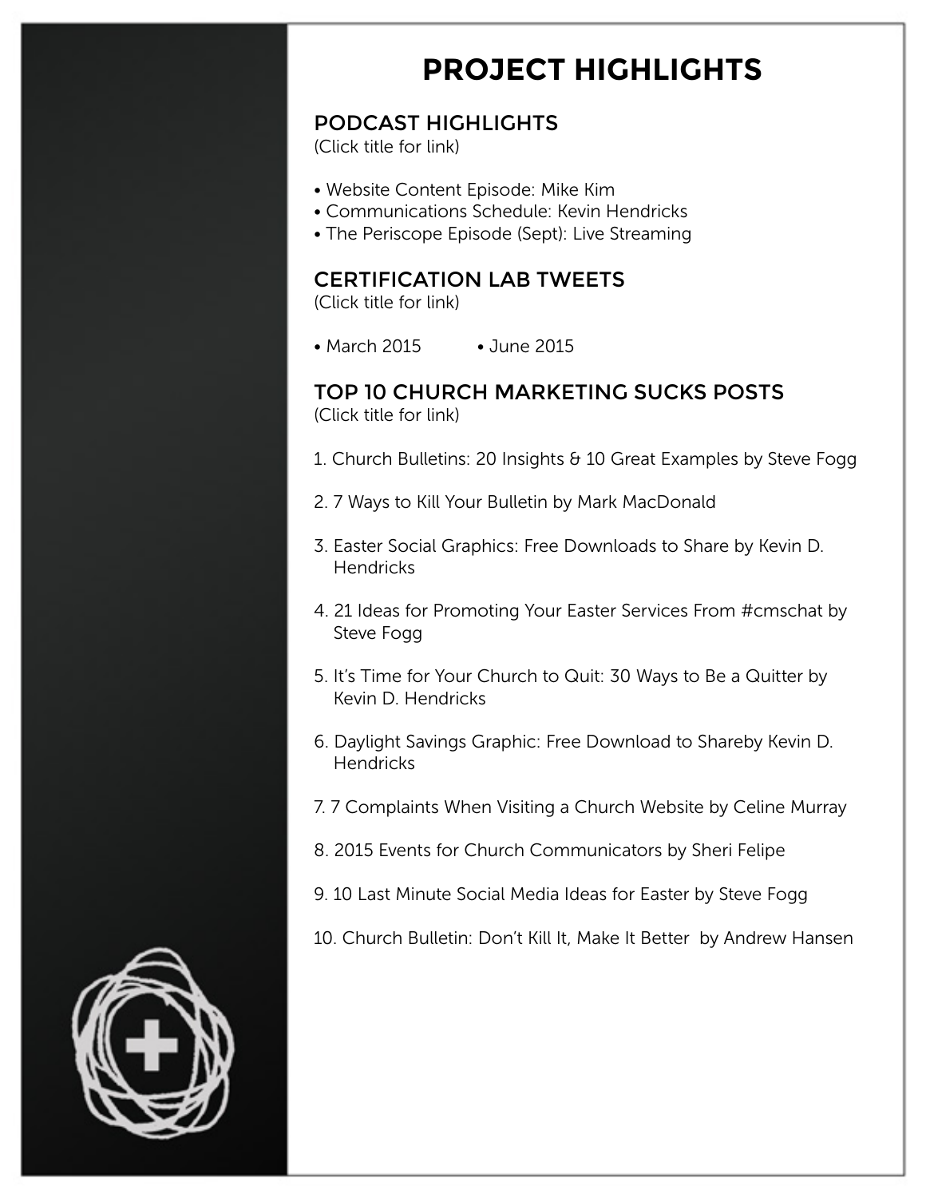# PROJECT HIGHLIGHTS

## PODCAST HIGHLIGHTS

(Click title for link)

- Website Content Episode: Mike Kim
- Communications Schedule: Kevin Hendricks
- The Periscope Episode (Sept): Live Streaming

## CERTIFICATION LAB TWEETS

(Click title for link)

- March 2015
- June 2015

## TOP 10 CHURCH MARKETING SUCKS POSTS

(Click title for link)

1. Church Bulletins: 20 Insights & 10 Great Examples by Steve Fogg

2. 7 Ways to Kill Your Bulletin by Mark MacDonald

3. Easter Social Graphics: Free Downloads to Share by Kevin D. Hendricks

4. 21 Ideas for Promoting Your Easter Services From #cmschat by Steve Fogg

5. It's Time for Your Church to Quit: 30 Ways to Be a Quitter by Kevin D. Hendricks

6. Daylight Savings Graphic: Free Download to Shareby Kevin D. Hendricks

7. 7 Complaints When Visiting a Church Website by Celine Murray

8. 2015 Events for Church Communicators by Sheri Felipe

9. 10 Last Minute Social Media Ideas for Easter by Steve Fogg

10. Church Bulletin: Don't Kill It, Make It Better by Andrew Hansen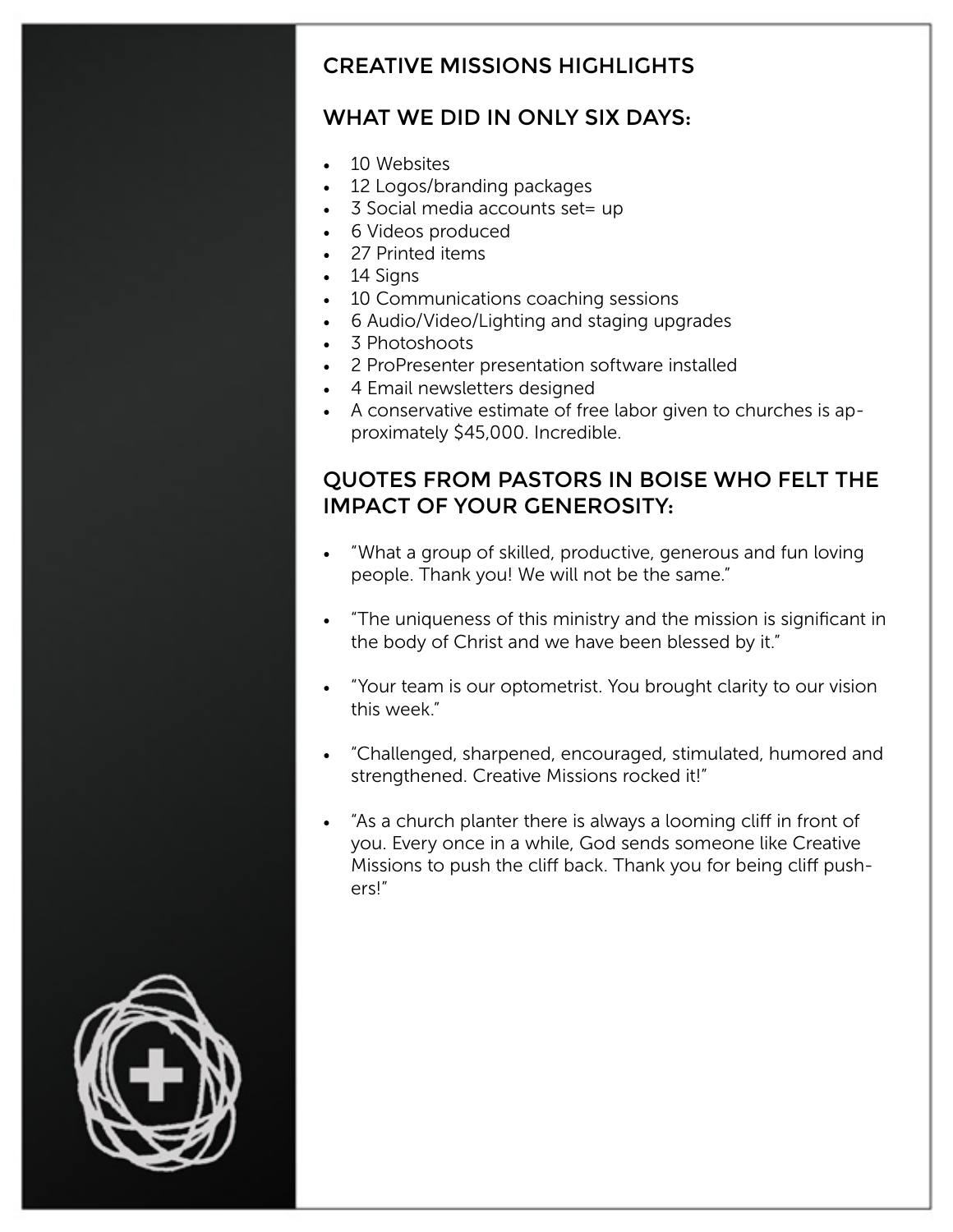## CREATIVE MISSIONS HIGHLIGHTS

## WHAT WE DID IN ONLY SIX DAYS:

- 10 Websites
- 12 Logos/branding packages
- 3 Social media accounts set= up
- 6 Videos produced
- 27 Printed items
- 14 Signs
- 10 Communications coaching sessions
- 6 Audio/Video/Lighting and staging upgrades
- 3 Photoshoots
- 2 ProPresenter presentation software installed
- 4 Email newsletters designed
- A conservative estimate of free labor given to churches is approximately $45,000. Incredible.

## QUOTES FROM PASTORS IN BOISE WHO FELT THE IMPACT OF YOUR GENEROSITY:

- "What a group of skilled, productive, generous and fun loving people. Thank you! We will not be the same."

- "The uniqueness of this ministry and the mission is significant in the body of Christ and we have been blessed by it."

- "Your team is our optometrist. You brought clarity to our vision this week."

- "Challenged, sharpened, encouraged, stimulated, humored and strengthened. Creative Missions rocked it!"

- "As a church planter there is always a looming cliff in front of you. Every once in a while, God sends someone like Creative Missions to push the cliff back. Thank you for being cliff pushers!"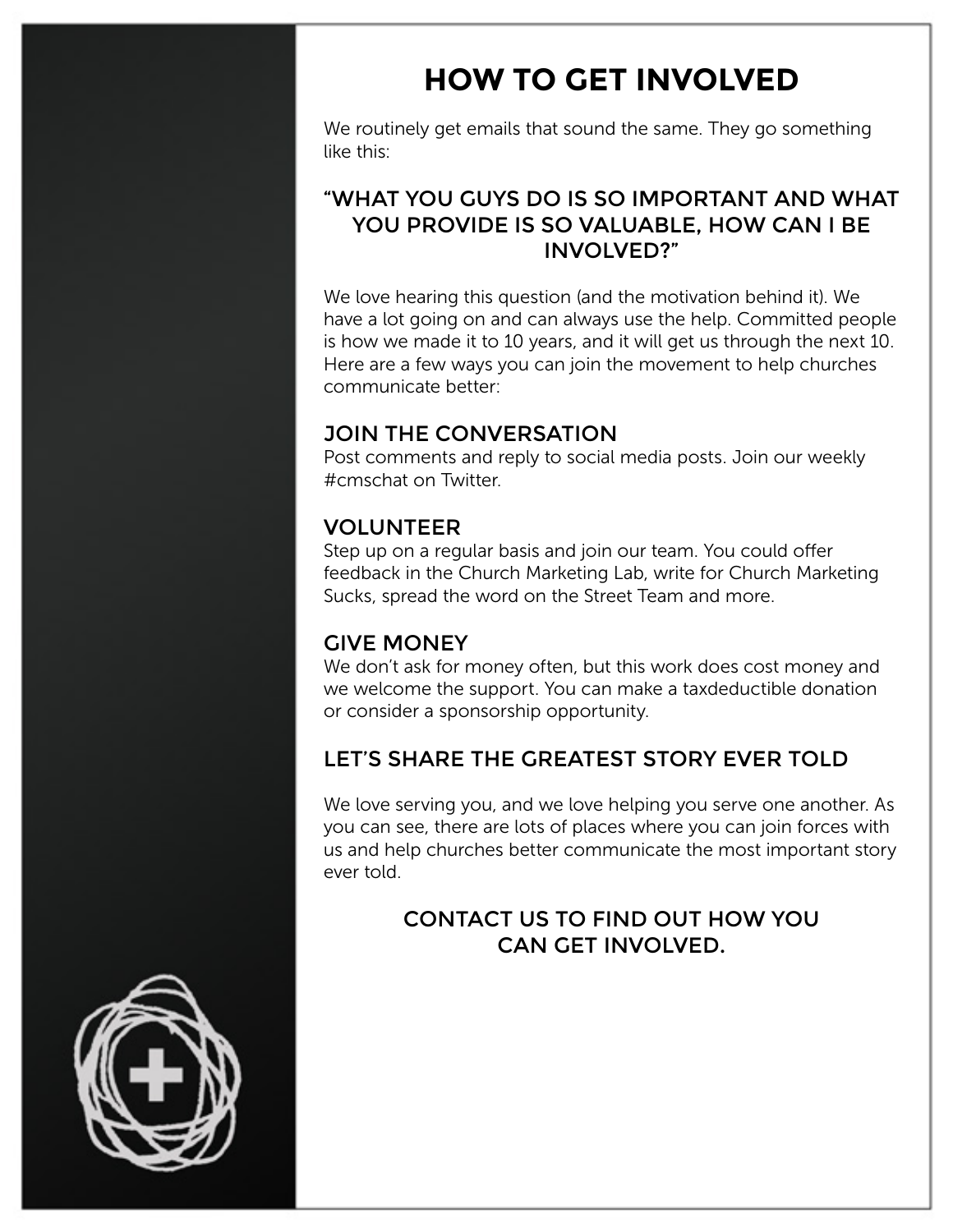# HOW TO GET INVOLVED

We routinely get emails that sound the same. They go something like this:

### "WHAT YOU GUYS DO IS SO IMPORTANT AND WHAT YOU PROVIDE IS SO VALUABLE, HOW CAN I BE INVOLVED?"

We love hearing this question (and the motivation behind it). We have a lot going on and can always use the help. Committed people is how we made it to 10 years, and it will get us through the next 10. Here are a few ways you can join the movement to help churches communicate better:

## JOIN THE CONVERSATION

Post comments and reply to social media posts. Join our weekly #cmschat on Twitter.

## VOLUNTEER

Step up on a regular basis and join our team. You could offer feedback in the Church Marketing Lab, write for Church Marketing Sucks, spread the word on the Street Team and more.

## GIVE MONEY

We don't ask for money often, but this work does cost money and we welcome the support. You can make a taxdeductible donation or consider a sponsorship opportunity.

## LET'S SHARE THE GREATEST STORY EVER TOLD

We love serving you, and we love helping you serve one another. As you can see, there are lots of places where you can join forces with us and help churches better communicate the most important story ever told.

### CONTACT US TO FIND OUT HOW YOU CAN GET INVOLVED.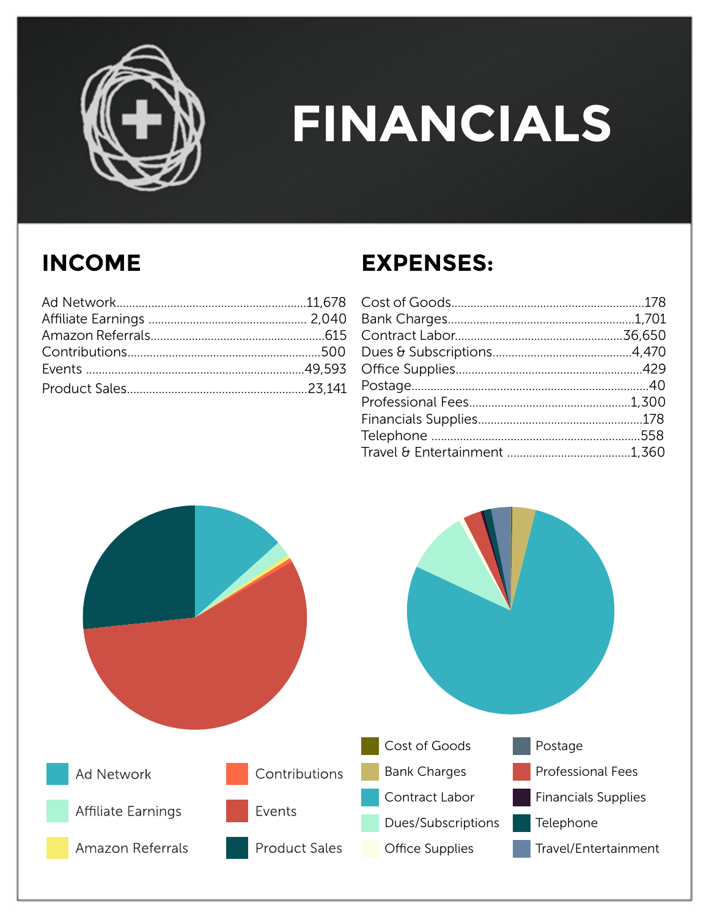# FINANCIALS

## INCOME

| Item | Amount |
|---|---|
| Ad Network | 11,678 |
| Affiliate Earnings | 2,040 |
| Amazon Referrals | 615 |
| Contributions | 500 |
| Events | 49,593 |
| Product Sales | 23,141 |

## EXPENSES:

| Item | Amount |
|---|---|
| Cost of Goods | 178 |
| Bank Charges | 1,701 |
| Contract Labor | 36,650 |
| Dues & Subscriptions | 4,470 |
| Office Supplies | 429 |
| Postage | 40 |
| Professional Fees | 1,300 |
| Financials Supplies | 178 |
| Telephone | 558 |
| Travel & Entertainment | 1,360 |

Ad Network, Affiliate Earnings, Amazon Referrals, Contributions, Events, Product Sales

Cost of Goods, Bank Charges, Contract Labor, Dues/Subscriptions, Office Supplies, Postage, Professional Fees, Financials Supplies, Telephone, Travel/Entertainment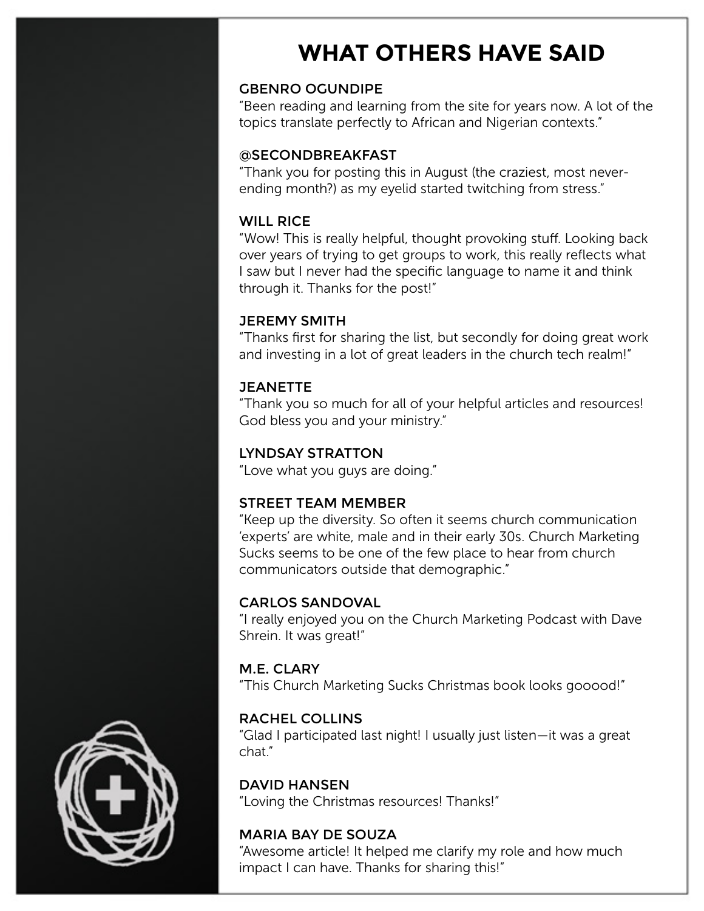# WHAT OTHERS HAVE SAID

**GBENRO OGUNDIPE**
"Been reading and learning from the site for years now. A lot of the topics translate perfectly to African and Nigerian contexts."

**@SECONDBREAKFAST**
"Thank you for posting this in August (the craziest, most never-ending month?) as my eyelid started twitching from stress."

**WILL RICE**
"Wow! This is really helpful, thought provoking stuff. Looking back over years of trying to get groups to work, this really reflects what I saw but I never had the specific language to name it and think through it. Thanks for the post!"

**JEREMY SMITH**
"Thanks first for sharing the list, but secondly for doing great work and investing in a lot of great leaders in the church tech realm!"

**JEANETTE**
"Thank you so much for all of your helpful articles and resources! God bless you and your ministry."

**LYNDSAY STRATTON**
"Love what you guys are doing."

**STREET TEAM MEMBER**
"Keep up the diversity. So often it seems church communication 'experts' are white, male and in their early 30s. Church Marketing Sucks seems to be one of the few place to hear from church communicators outside that demographic."

**CARLOS SANDOVAL**
"I really enjoyed you on the Church Marketing Podcast with Dave Shrein. It was great!"

**M.E. CLARY**
"This Church Marketing Sucks Christmas book looks gooood!"

**RACHEL COLLINS**
"Glad I participated last night! I usually just listen—it was a great chat."

**DAVID HANSEN**
"Loving the Christmas resources! Thanks!"

**MARIA BAY DE SOUZA**
"Awesome article! It helped me clarify my role and how much impact I can have. Thanks for sharing this!"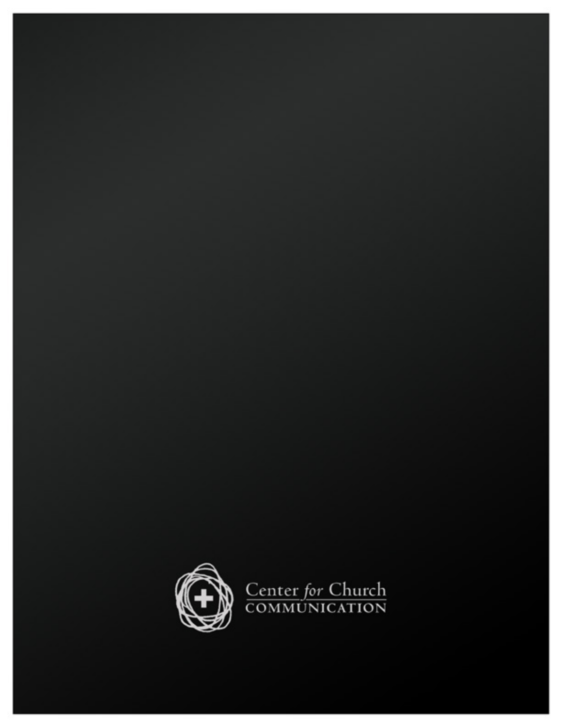Center *for* Church
COMMUNICATION